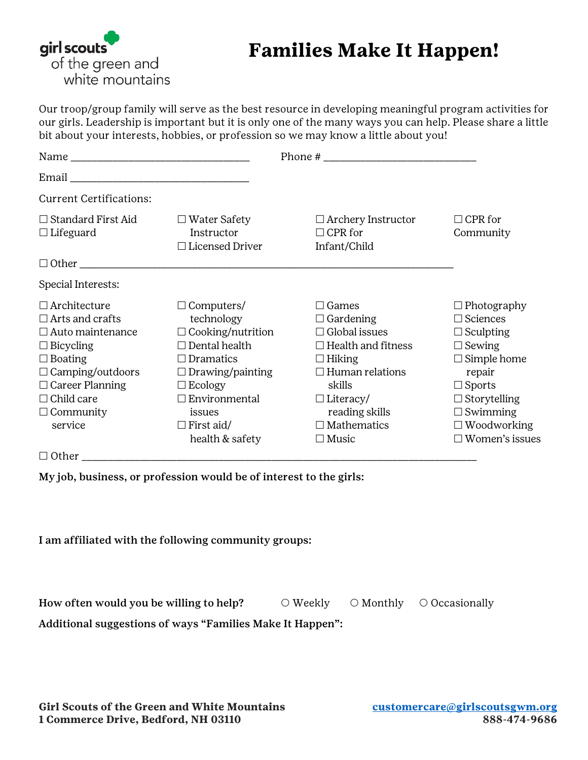girl scouts of the green and white mountains

# Families Make It Happen!

Our troop/group family will serve as the best resource in developing meaningful program activities for our girls. Leadership is important but it is only one of the many ways you can help. Please share a little bit about your interests, hobbies, or profession so we may know a little about you!

Name ________________________________ Phone # ___________________________

Email ________________________________

Current Certifications:

☐ Standard First Aid
☐ Lifeguard
☐ Water Safety Instructor
☐ Licensed Driver
☐ Archery Instructor
☐ CPR for Infant/Child
☐ CPR for Community

☐ Other ____________________________________________________________________

Special Interests:

☐ Architecture
☐ Arts and crafts
☐ Auto maintenance
☐ Bicycling
☐ Boating
☐ Camping/outdoors
☐ Career Planning
☐ Child care
☐ Community service
☐ Computers/ technology
☐ Cooking/nutrition
☐ Dental health
☐ Dramatics
☐ Drawing/painting
☐ Ecology
☐ Environmental issues
☐ First aid/ health & safety
☐ Games
☐ Gardening
☐ Global issues
☐ Health and fitness
☐ Hiking
☐ Human relations skills
☐ Literacy/ reading skills
☐ Mathematics
☐ Music
☐ Photography
☐ Sciences
☐ Sculpting
☐ Sewing
☐ Simple home repair
☐ Sports
☐ Storytelling
☐ Swimming
☐ Woodworking
☐ Women's issues

☐ Other ______________________________________________________________________

**My job, business, or profession would be of interest to the girls:**

**I am affiliated with the following community groups:**

**How often would you be willing to help?** ○ Weekly ○ Monthly ○ Occasionally

**Additional suggestions of ways "Families Make It Happen":**

**Girl Scouts of the Green and White Mountains**
**1 Commerce Drive, Bedford, NH 03110**

**customercare@girlscoutsgwm.org**
**888-474-9686**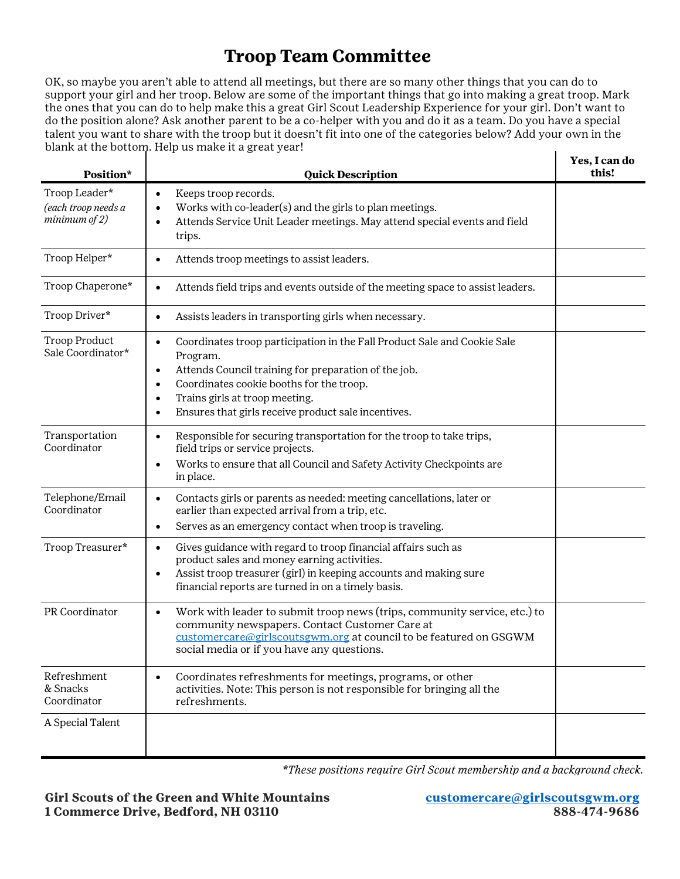# Troop Team Committee

OK, so maybe you aren't able to attend all meetings, but there are so many other things that you can do to support your girl and her troop. Below are some of the important things that go into making a great troop. Mark the ones that you can do to help make this a great Girl Scout Leadership Experience for your girl. Don't want to do the position alone? Ask another parent to be a co-helper with you and do it as a team. Do you have a special talent you want to share with the troop but it doesn't fit into one of the categories below? Add your own in the blank at the bottom. Help us make it a great year!

| Position* | Quick Description | Yes, I can do this! |
|---|---|---|
| Troop Leader* *(each troop needs a minimum of 2)* | • Keeps troop records.<br>• Works with co-leader(s) and the girls to plan meetings.<br>• Attends Service Unit Leader meetings. May attend special events and field trips. | |
| Troop Helper* | • Attends troop meetings to assist leaders. | |
| Troop Chaperone* | • Attends field trips and events outside of the meeting space to assist leaders. | |
| Troop Driver* | • Assists leaders in transporting girls when necessary. | |
| Troop Product Sale Coordinator* | • Coordinates troop participation in the Fall Product Sale and Cookie Sale Program.<br>• Attends Council training for preparation of the job.<br>• Coordinates cookie booths for the troop.<br>• Trains girls at troop meeting.<br>• Ensures that girls receive product sale incentives. | |
| Transportation Coordinator | • Responsible for securing transportation for the troop to take trips, field trips or service projects.<br>• Works to ensure that all Council and Safety Activity Checkpoints are in place. | |
| Telephone/Email Coordinator | • Contacts girls or parents as needed: meeting cancellations, later or earlier than expected arrival from a trip, etc.<br>• Serves as an emergency contact when troop is traveling. | |
| Troop Treasurer* | • Gives guidance with regard to troop financial affairs such as product sales and money earning activities.<br>• Assist troop treasurer (girl) in keeping accounts and making sure financial reports are turned in on a timely basis. | |
| PR Coordinator | • Work with leader to submit troop news (trips, community service, etc.) to community newspapers. Contact Customer Care at customercare@girlscoutsgwm.org at council to be featured on GSGWM social media or if you have any questions. | |
| Refreshment & Snacks Coordinator | • Coordinates refreshments for meetings, programs, or other activities. Note: This person is not responsible for bringing all the refreshments. | |
| A Special Talent | | |

*\*These positions require Girl Scout membership and a background check.*

**Girl Scouts of the Green and White Mountains**
**1 Commerce Drive, Bedford, NH 03110**

**customercare@girlscoutsgwm.org**
**888-474-9686**